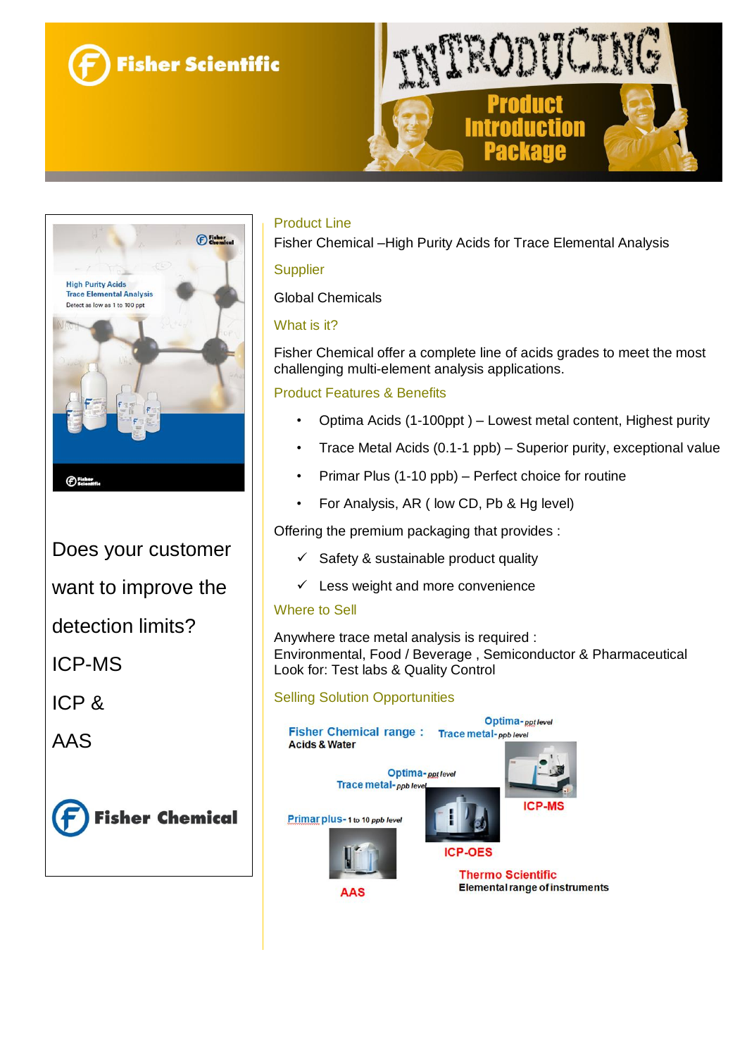# Fisher Scientific

# INTRODUCING Product Introduction Package

High Purity Acids
Trace Elemental Analysis
Detect as low as 1 to 100 ppt

Does your customer want to improve the detection limits?

ICP-MS

ICP &

AAS

**Fisher Chemical**

## Product Line

Fisher Chemical –High Purity Acids for Trace Elemental Analysis

## Supplier

Global Chemicals

## What is it?

Fisher Chemical offer a complete line of acids grades to meet the most challenging multi-element analysis applications.

## Product Features & Benefits

- Optima Acids (1-100ppt ) – Lowest metal content, Highest purity
- Trace Metal Acids (0.1-1 ppb) – Superior purity, exceptional value
- Primar Plus (1-10 ppb) – Perfect choice for routine
- For Analysis, AR ( low CD, Pb & Hg level)

Offering the premium packaging that provides :

- ✓ Safety & sustainable product quality
- ✓ Less weight and more convenience

## Where to Sell

Anywhere trace metal analysis is required :
Environmental, Food / Beverage , Semiconductor & Pharmaceutical
Look for: Test labs & Quality Control

## Selling Solution Opportunities

Fisher Chemical range : Acids & Water

Optima- ppt level
Trace metal- ppb level
ICP-MS

Optima- ppt level
Trace metal- ppb level
ICP-OES

Primar plus- 1 to 10 ppb level
AAS

Thermo Scientific
Elemental range of instruments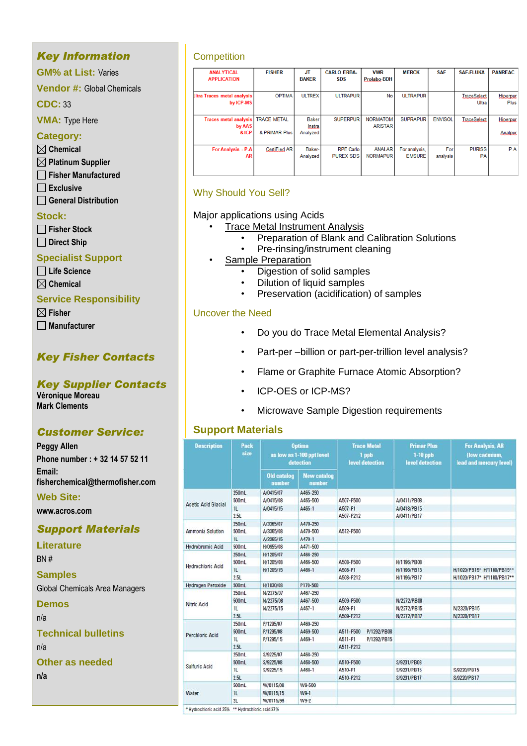## Key Information

**GM% at List:** Varies

**Vendor #:** Global Chemicals

**CDC:** 33

**VMA:** Type Here

**Category:**

- ☒ Chemical
- ☒ Platinum Supplier
- ☐ Fisher Manufactured
- ☐ Exclusive
- ☐ General Distribution

**Stock:**

- ☐ Fisher Stock
- ☐ Direct Ship

**Specialist Support**

- ☐ Life Science
- ☒ Chemical

**Service Responsibility**

- ☒ Fisher
- ☐ Manufacturer

## Key Fisher Contacts

## Key Supplier Contacts

Véronique Moreau
Mark Clements

## Customer Service:

Peggy Allen
Phone number : + 32 14 57 52 11
Email:
fisherchemical@thermofisher.com

**Web Site:**

www.acros.com

## Support Materials

**Literature**

BN #

**Samples**

Global Chemicals Area Managers

**Demos**

n/a

**Technical bulletins**

n/a

**Other as needed**

n/a

## Competition

| ANALYTICAL APPLICATION | FISHER | JT BAKER | CARLO ERBA-SDS | VWR Prolabo-BDH | MERCK | SAF | SAF-FLUKA | PANREAC |
|---|---|---|---|---|---|---|---|---|
| Ultra Traces metal analysis by ICP-MS | OPTIMA | ULTREX | ULTRAPUR | No | ULTRAPUR | | TraceSelect Ultra | Hiperpur Plus |
| Traces metal analysis by AAS & ICP | TRACE METAL & PRIMAR Plus | Baker Instra Analyzed | SUPERPUR | NORMATOM ARISTAR | SUPRAPUR | ENVISOL | TraceSelect | Hiperpur Analpur |
| For Analysis - P.A AR | Certified AR | Baker-Analyzed | RPE Carlo PUREX SDS | ANALAR NORMAPUR | For analysis, EMSURE | For analysis | PURISS PA | P.A |

## Why Should You Sell?

Major applications using Acids

- Trace Metal Instrument Analysis
  - Preparation of Blank and Calibration Solutions
  - Pre-rinsing/instrument cleaning
- Sample Preparation
  - Digestion of solid samples
  - Dilution of liquid samples
  - Preservation (acidification) of samples

## Uncover the Need

- Do you do Trace Metal Elemental Analysis?
- Part-per –billion or part-per-trillion level analysis?
- Flame or Graphite Furnace Atomic Absorption?
- ICP-OES or ICP-MS?
- Microwave Sample Digestion requirements

## Support Materials

| Description | Pack size | Optima as low as 1-100 ppt level detection | | Trace Metal 1 ppb level detection | Primar Plus 1-10 ppb level detection | For Analysis, AR (low cadmium, lead and mercury level) |
|---|---|---|---|---|---|---|
| | | Old catalog number | New catalog number | | | |
| Acetic Acid Glacial | 250mL | A/0415/07 | A465-250 | | | |
| | 500mL | A/0415/08 | A465-500 | A507-P500 | A/0411/PB08 | |
| | 1L | A/0415/15 | A465-1 | A507-P1 | A/0418/PB15 | |
| | 2.5L | | | A507-P212 | A/0411/PB17 | |
| Ammonia Solution | 250mL | A/3365/07 | A470-250 | | | |
| | 500mL | A/3365/08 | A470-500 | A512-P500 | | |
| | 1L | A/3365/15 | A470-1 | | | |
| Hydrobromic Acid | 500mL | H/0955/08 | A471-500 | | | |
| Hydrochloric Acid | 250mL | H/1205/07 | A466-250 | | | |
| | 500mL | H/1205/08 | A466-500 | A508-P500 | H/1196/PB08 | |
| | 1L | H/1205/15 | A466-1 | A508-P1 | H/1196/PB15 | H/1020/PB15* H/1180/PB15** |
| | 2.5L | | | A508-P212 | H/1196/PB17 | H/1020/PB17* H/1180/PB17** |
| Hydrogen Peroxide | 500mL | H/1830/08 | P170-500 | | | |
| Nitric Acid | 250mL | N/2275/07 | A467-250 | | | |
| | 500mL | N/2275/08 | A467-500 | A509-P500 | N/2272/PB08 | |
| | 1L | N/2275/15 | A467-1 | A509-P1 | N/2272/PB15 | N/2320/PB15 |
| | 2.5L | | | A509-P212 | N/2272/PB17 | N/2320/PB17 |
| Perchloric Acid | 250mL | P/1295/07 | A469-250 | | | |
| | 500mL | P/1295/08 | A469-500 | A511-P500 P/1292/PB08 | | |
| | 1L | P/1295/15 | A469-1 | A511-P1 P/1292/PB15 | | |
| | 2.5L | | | A511-P212 | | |
| Sulfuric Acid | 250mL | S/9225/07 | A468-250 | | | |
| | 500mL | S/9225/08 | A468-500 | A510-P500 | S/9231/PB08 | |
| | 1L | S/9225/15 | A468-1 | A510-P1 | S/9231/PB15 | S/9220/PB15 |
| | 2.5L | | | A510-P212 | S/9231/PB17 | S/9220/PB17 |
| Water | 500mL | W/0115/08 | W9-500 | | | |
| | 1L | W/0115/15 | W9-1 | | | |
| | 2L | W/0115/99 | W9-2 | | | |

\* Hydrochloric acid 25% ** Hydrochloric acid 37%